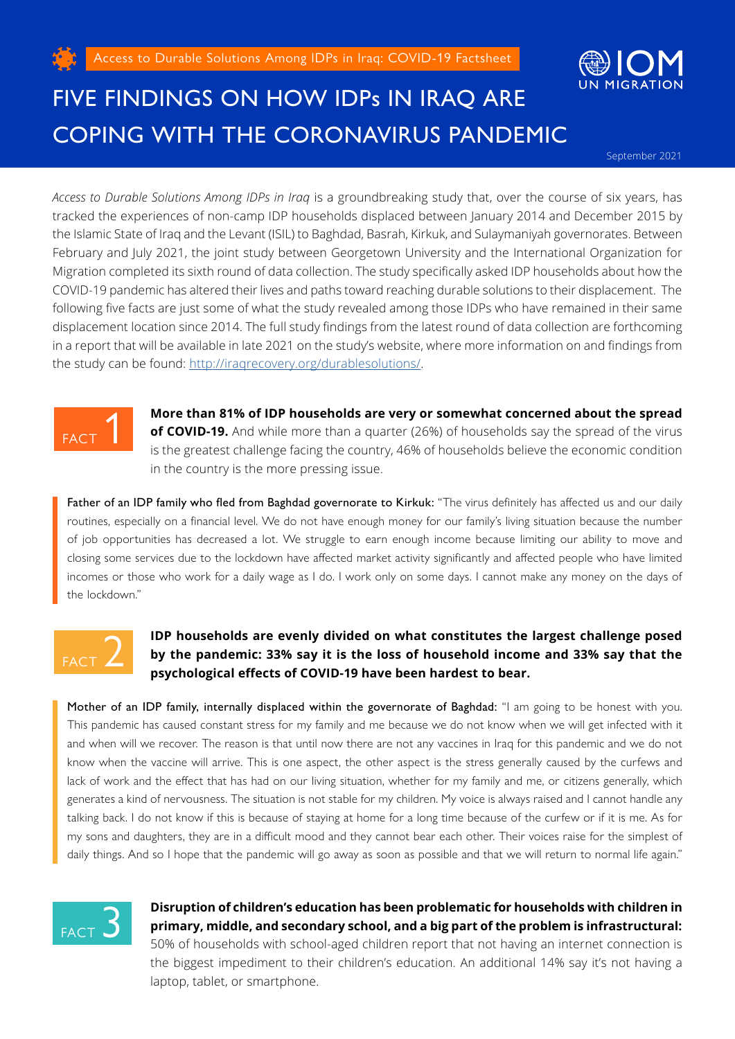Access to Durable Solutions Among IDPs in Iraq: COVID-19 Factsheet

IOM UN MIGRATION

# FIVE FINDINGS ON HOW IDPs IN IRAQ ARE COPING WITH THE CORONAVIRUS PANDEMIC

September 2021

*Access to Durable Solutions Among IDPs in Iraq* is a groundbreaking study that, over the course of six years, has tracked the experiences of non-camp IDP households displaced between January 2014 and December 2015 by the Islamic State of Iraq and the Levant (ISIL) to Baghdad, Basrah, Kirkuk, and Sulaymaniyah governorates. Between February and July 2021, the joint study between Georgetown University and the International Organization for Migration completed its sixth round of data collection. The study specifically asked IDP households about how the COVID-19 pandemic has altered their lives and paths toward reaching durable solutions to their displacement. The following five facts are just some of what the study revealed among those IDPs who have remained in their same displacement location since 2014. The full study findings from the latest round of data collection are forthcoming in a report that will be available in late 2021 on the study's website, where more information on and findings from the study can be found: http://iraqrecovery.org/durablesolutions/.

## FACT 1

**More than 81% of IDP households are very or somewhat concerned about the spread of COVID-19.** And while more than a quarter (26%) of households say the spread of the virus is the greatest challenge facing the country, 46% of households believe the economic condition in the country is the more pressing issue.

> Father of an IDP family who fled from Baghdad governorate to Kirkuk: "The virus definitely has affected us and our daily routines, especially on a financial level. We do not have enough money for our family's living situation because the number of job opportunities has decreased a lot. We struggle to earn enough income because limiting our ability to move and closing some services due to the lockdown have affected market activity significantly and affected people who have limited incomes or those who work for a daily wage as I do. I work only on some days. I cannot make any money on the days of the lockdown."

## FACT 2

**IDP households are evenly divided on what constitutes the largest challenge posed by the pandemic: 33% say it is the loss of household income and 33% say that the psychological effects of COVID-19 have been hardest to bear.**

> Mother of an IDP family, internally displaced within the governorate of Baghdad: "I am going to be honest with you. This pandemic has caused constant stress for my family and me because we do not know when we will get infected with it and when will we recover. The reason is that until now there are not any vaccines in Iraq for this pandemic and we do not know when the vaccine will arrive. This is one aspect, the other aspect is the stress generally caused by the curfews and lack of work and the effect that has had on our living situation, whether for my family and me, or citizens generally, which generates a kind of nervousness. The situation is not stable for my children. My voice is always raised and I cannot handle any talking back. I do not know if this is because of staying at home for a long time because of the curfew or if it is me. As for my sons and daughters, they are in a difficult mood and they cannot bear each other. Their voices raise for the simplest of daily things. And so I hope that the pandemic will go away as soon as possible and that we will return to normal life again."

## FACT 3

**Disruption of children's education has been problematic for households with children in primary, middle, and secondary school, and a big part of the problem is infrastructural:** 50% of households with school-aged children report that not having an internet connection is the biggest impediment to their children's education. An additional 14% say it's not having a laptop, tablet, or smartphone.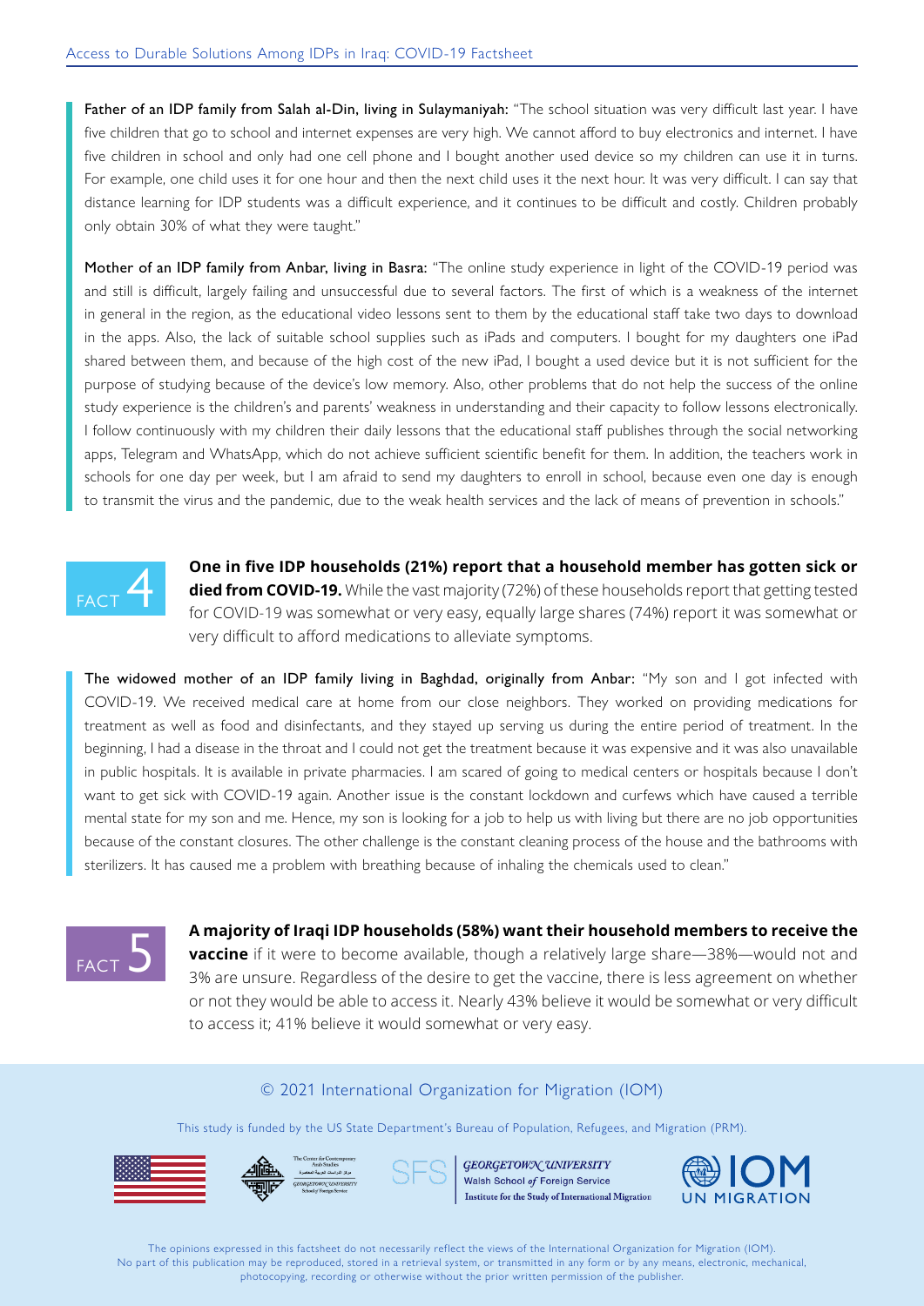**Father of an IDP family from Salah al-Din, living in Sulaymaniyah:** "The school situation was very difficult last year. I have five children that go to school and internet expenses are very high. We cannot afford to buy electronics and internet. I have five children in school and only had one cell phone and I bought another used device so my children can use it in turns. For example, one child uses it for one hour and then the next child uses it the next hour. It was very difficult. I can say that distance learning for IDP students was a difficult experience, and it continues to be difficult and costly. Children probably only obtain 30% of what they were taught."

**Mother of an IDP family from Anbar, living in Basra:** "The online study experience in light of the COVID-19 period was and still is difficult, largely failing and unsuccessful due to several factors. The first of which is a weakness of the internet in general in the region, as the educational video lessons sent to them by the educational staff take two days to download in the apps. Also, the lack of suitable school supplies such as iPads and computers. I bought for my daughters one iPad shared between them, and because of the high cost of the new iPad, I bought a used device but it is not sufficient for the purpose of studying because of the device's low memory. Also, other problems that do not help the success of the online study experience is the children's and parents' weakness in understanding and their capacity to follow lessons electronically. I follow continuously with my children their daily lessons that the educational staff publishes through the social networking apps, Telegram and WhatsApp, which do not achieve sufficient scientific benefit for them. In addition, the teachers work in schools for one day per week, but I am afraid to send my daughters to enroll in school, because even one day is enough to transmit the virus and the pandemic, due to the weak health services and the lack of means of prevention in schools."

## FACT 4

**One in five IDP households (21%) report that a household member has gotten sick or died from COVID-19.** While the vast majority (72%) of these households report that getting tested for COVID-19 was somewhat or very easy, equally large shares (74%) report it was somewhat or very difficult to afford medications to alleviate symptoms.

**The widowed mother of an IDP family living in Baghdad, originally from Anbar:** "My son and I got infected with COVID-19. We received medical care at home from our close neighbors. They worked on providing medications for treatment as well as food and disinfectants, and they stayed up serving us during the entire period of treatment. In the beginning, I had a disease in the throat and I could not get the treatment because it was expensive and it was also unavailable in public hospitals. It is available in private pharmacies. I am scared of going to medical centers or hospitals because I don't want to get sick with COVID-19 again. Another issue is the constant lockdown and curfews which have caused a terrible mental state for my son and me. Hence, my son is looking for a job to help us with living but there are no job opportunities because of the constant closures. The other challenge is the constant cleaning process of the house and the bathrooms with sterilizers. It has caused me a problem with breathing because of inhaling the chemicals used to clean."

## FACT 5

**A majority of Iraqi IDP households (58%) want their household members to receive the vaccine** if it were to become available, though a relatively large share—38%—would not and 3% are unsure. Regardless of the desire to get the vaccine, there is less agreement on whether or not they would be able to access it. Nearly 43% believe it would be somewhat or very difficult to access it; 41% believe it would somewhat or very easy.

© 2021 International Organization for Migration (IOM)

This study is funded by the US State Department's Bureau of Population, Refugees, and Migration (PRM).

The Center for Contemporary Arab Studies
مركز الدراسات العربية المعاصرة
Georgetown University School of Foreign Service

SFS | Georgetown University Walsh School of Foreign Service Institute for the Study of International Migration

IOM UN MIGRATION

The opinions expressed in this factsheet do not necessarily reflect the views of the International Organization for Migration (IOM).
No part of this publication may be reproduced, stored in a retrieval system, or transmitted in any form or by any means, electronic, mechanical, photocopying, recording or otherwise without the prior written permission of the publisher.